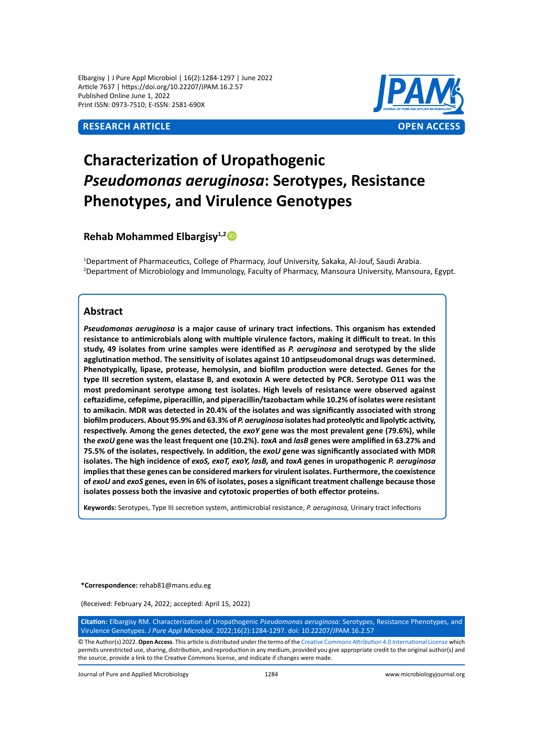Elbargisy | J Pure Appl Microbiol | 16(2):1284-1297 | June 2022
Article 7637 | https://doi.org/10.22207/JPAM.16.2.57
Published Online June 1, 2022
Print ISSN: 0973-7510; E-ISSN: 2581-690X

**RESEARCH ARTICLE** **OPEN ACCESS**

# Characterization of Uropathogenic *Pseudomonas aeruginosa*: Serotypes, Resistance Phenotypes, and Virulence Genotypes

**Rehab Mohammed Elbargisy**[1,2]

[1]Department of Pharmaceutics, College of Pharmacy, Jouf University, Sakaka, Al-Jouf, Saudi Arabia.
[2]Department of Microbiology and Immunology, Faculty of Pharmacy, Mansoura University, Mansoura, Egypt.

## Abstract

***Pseudomonas aeruginosa* is a major cause of urinary tract infections. This organism has extended resistance to antimicrobials along with multiple virulence factors, making it difficult to treat. In this study, 49 isolates from urine samples were identified as *P. aeruginosa* and serotyped by the slide agglutination method. The sensitivity of isolates against 10 antipseudomonal drugs was determined. Phenotypically, lipase, protease, hemolysin, and biofilm production were detected. Genes for the type III secretion system, elastase B, and exotoxin A were detected by PCR. Serotype O11 was the most predominant serotype among test isolates. High levels of resistance were observed against ceftazidime, cefepime, piperacillin, and piperacillin/tazobactam while 10.2% of isolates were resistant to amikacin. MDR was detected in 20.4% of the isolates and was significantly associated with strong biofilm producers. About 95.9% and 63.3% of *P. aeruginosa* isolates had proteolytic and lipolytic activity, respectively. Among the genes detected, the *exoY* gene was the most prevalent gene (79.6%), while the *exoU* gene was the least frequent one (10.2%). *toxA* and *lasB* genes were amplified in 63.27% and 75.5% of the isolates, respectively. In addition, the *exoU* gene was significantly associated with MDR isolates. The high incidence of *exoS, exoT, exoY, lasB,* and *toxA* genes in uropathogenic *P. aeruginosa* implies that these genes can be considered markers for virulent isolates. Furthermore, the coexistence of *exoU* and *exoS* genes, even in 6% of isolates, poses a significant treatment challenge because those isolates possess both the invasive and cytotoxic properties of both effector proteins.**

**Keywords:** Serotypes, Type III secretion system, antimicrobial resistance, *P. aeruginosa,* Urinary tract infections

***Correspondence:** rehab81@mans.edu.eg

(Received: February 24, 2022; accepted: April 15, 2022)

**Citation:** Elbargisy RM. Characterization of Uropathogenic *Pseudomonas aeruginosa*: Serotypes, Resistance Phenotypes, and Virulence Genotypes. *J Pure Appl Microbiol.* 2022;16(2):1284-1297. doi: 10.22207/JPAM.16.2.57

© The Author(s) 2022. **Open Access**. This article is distributed under the terms of the Creative Commons Attribution 4.0 International License which permits unrestricted use, sharing, distribution, and reproduction in any medium, provided you give appropriate credit to the original author(s) and the source, provide a link to the Creative Commons license, and indicate if changes were made.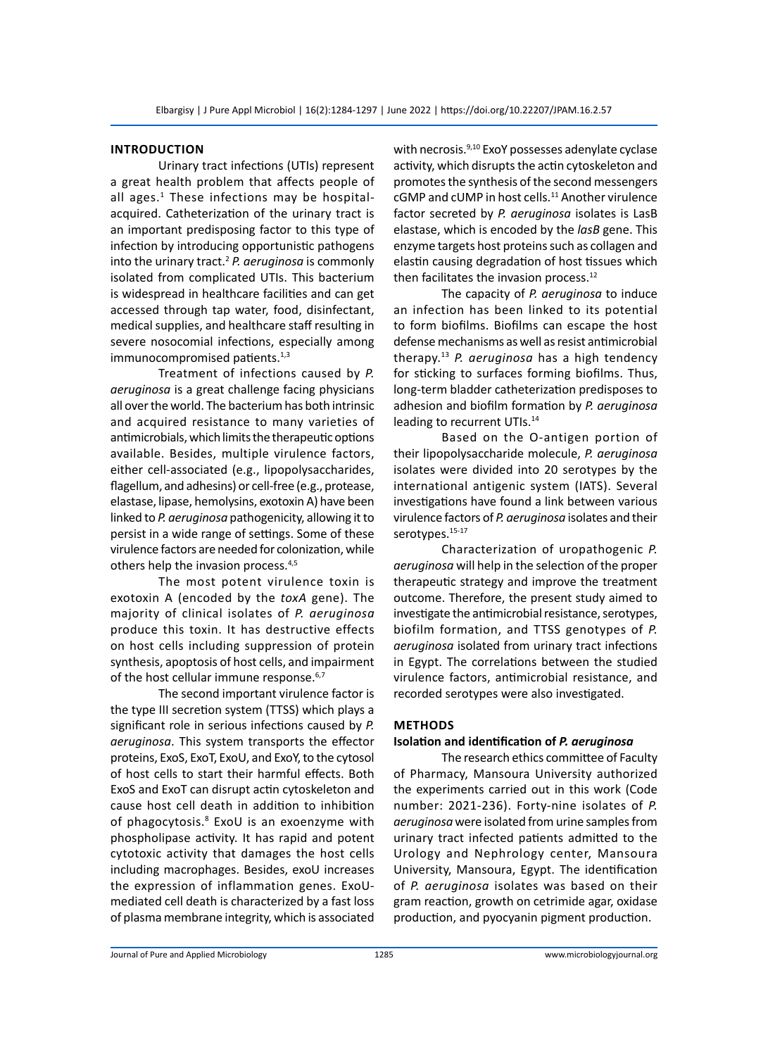## INTRODUCTION

Urinary tract infections (UTIs) represent a great health problem that affects people of all ages.[1] These infections may be hospital-acquired. Catheterization of the urinary tract is an important predisposing factor to this type of infection by introducing opportunistic pathogens into the urinary tract.[2] *P. aeruginosa* is commonly isolated from complicated UTIs. This bacterium is widespread in healthcare facilities and can get accessed through tap water, food, disinfectant, medical supplies, and healthcare staff resulting in severe nosocomial infections, especially among immunocompromised patients.[1,3]

Treatment of infections caused by *P. aeruginosa* is a great challenge facing physicians all over the world. The bacterium has both intrinsic and acquired resistance to many varieties of antimicrobials, which limits the therapeutic options available. Besides, multiple virulence factors, either cell-associated (e.g., lipopolysaccharides, flagellum, and adhesins) or cell-free (e.g., protease, elastase, lipase, hemolysins, exotoxin A) have been linked to *P. aeruginosa* pathogenicity, allowing it to persist in a wide range of settings. Some of these virulence factors are needed for colonization, while others help the invasion process.[4,5]

The most potent virulence toxin is exotoxin A (encoded by the *toxA* gene). The majority of clinical isolates of *P. aeruginosa* produce this toxin. It has destructive effects on host cells including suppression of protein synthesis, apoptosis of host cells, and impairment of the host cellular immune response.[6,7]

The second important virulence factor is the type III secretion system (TTSS) which plays a significant role in serious infections caused by *P. aeruginosa*. This system transports the effector proteins, ExoS, ExoT, ExoU, and ExoY, to the cytosol of host cells to start their harmful effects. Both ExoS and ExoT can disrupt actin cytoskeleton and cause host cell death in addition to inhibition of phagocytosis.[8] ExoU is an exoenzyme with phospholipase activity. It has rapid and potent cytotoxic activity that damages the host cells including macrophages. Besides, exoU increases the expression of inflammation genes. ExoU-mediated cell death is characterized by a fast loss of plasma membrane integrity, which is associated with necrosis.[9,10] ExoY possesses adenylate cyclase activity, which disrupts the actin cytoskeleton and promotes the synthesis of the second messengers cGMP and cUMP in host cells.[11] Another virulence factor secreted by *P. aeruginosa* isolates is LasB elastase, which is encoded by the *lasB* gene. This enzyme targets host proteins such as collagen and elastin causing degradation of host tissues which then facilitates the invasion process.[12]

The capacity of *P. aeruginosa* to induce an infection has been linked to its potential to form biofilms. Biofilms can escape the host defense mechanisms as well as resist antimicrobial therapy.[13] *P. aeruginosa* has a high tendency for sticking to surfaces forming biofilms. Thus, long-term bladder catheterization predisposes to adhesion and biofilm formation by *P. aeruginosa* leading to recurrent UTIs.[14]

Based on the O-antigen portion of their lipopolysaccharide molecule, *P. aeruginosa* isolates were divided into 20 serotypes by the international antigenic system (IATS). Several investigations have found a link between various virulence factors of *P. aeruginosa* isolates and their serotypes.[15-17]

Characterization of uropathogenic *P. aeruginosa* will help in the selection of the proper therapeutic strategy and improve the treatment outcome. Therefore, the present study aimed to investigate the antimicrobial resistance, serotypes, biofilm formation, and TTSS genotypes of *P. aeruginosa* isolated from urinary tract infections in Egypt. The correlations between the studied virulence factors, antimicrobial resistance, and recorded serotypes were also investigated.

## METHODS

### Isolation and identification of *P. aeruginosa*

The research ethics committee of Faculty of Pharmacy, Mansoura University authorized the experiments carried out in this work (Code number: 2021-236). Forty-nine isolates of *P. aeruginosa* were isolated from urine samples from urinary tract infected patients admitted to the Urology and Nephrology center, Mansoura University, Mansoura, Egypt. The identification of *P. aeruginosa* isolates was based on their gram reaction, growth on cetrimide agar, oxidase production, and pyocyanin pigment production.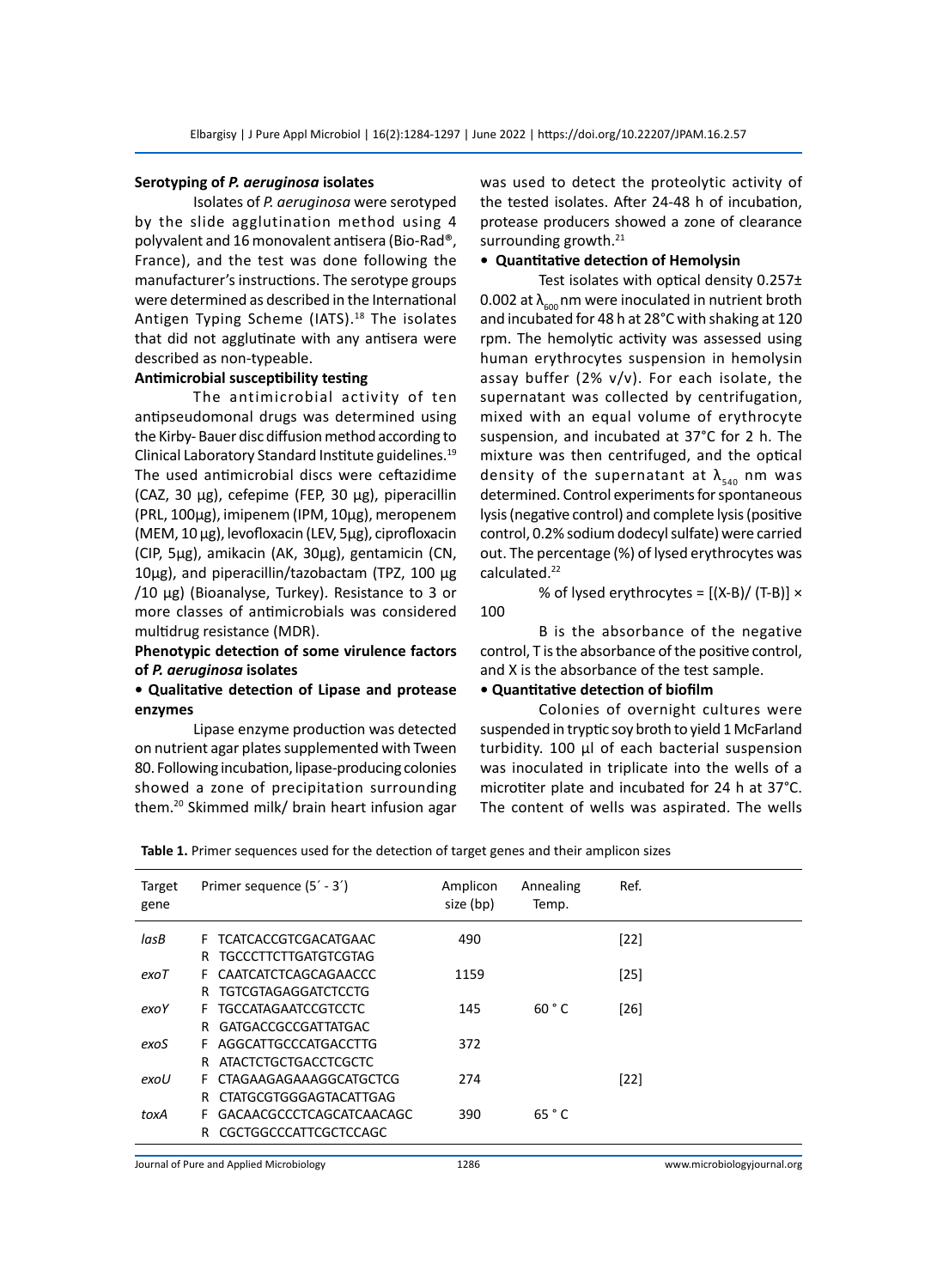### Serotyping of *P. aeruginosa* isolates

Isolates of *P. aeruginosa* were serotyped by the slide agglutination method using 4 polyvalent and 16 monovalent antisera (Bio-Rad®, France), and the test was done following the manufacturer's instructions. The serotype groups were determined as described in the International Antigen Typing Scheme (IATS).[18] The isolates that did not agglutinate with any antisera were described as non-typeable.

### Antimicrobial susceptibility testing

The antimicrobial activity of ten antipseudomonal drugs was determined using the Kirby- Bauer disc diffusion method according to Clinical Laboratory Standard Institute guidelines.[19] The used antimicrobial discs were ceftazidime (CAZ, 30 µg), cefepime (FEP, 30 µg), piperacillin (PRL, 100µg), imipenem (IPM, 10µg), meropenem (MEM, 10 µg), levofloxacin (LEV, 5µg), ciprofloxacin (CIP, 5µg), amikacin (AK, 30µg), gentamicin (CN, 10µg), and piperacillin/tazobactam (TPZ, 100 µg /10 µg) (Bioanalyse, Turkey). Resistance to 3 or more classes of antimicrobials was considered multidrug resistance (MDR).

### Phenotypic detection of some virulence factors of *P. aeruginosa* isolates

**• Qualitative detection of Lipase and protease enzymes**

Lipase enzyme production was detected on nutrient agar plates supplemented with Tween 80. Following incubation, lipase-producing colonies showed a zone of precipitation surrounding them.[20] Skimmed milk/ brain heart infusion agar was used to detect the proteolytic activity of the tested isolates. After 24-48 h of incubation, protease producers showed a zone of clearance surrounding growth.[21]

**• Quantitative detection of Hemolysin**

Test isolates with optical density 0.257± 0.002 at $\lambda_{600}$ nm were inoculated in nutrient broth and incubated for 48 h at 28°C with shaking at 120 rpm. The hemolytic activity was assessed using human erythrocytes suspension in hemolysin assay buffer (2% v/v). For each isolate, the supernatant was collected by centrifugation, mixed with an equal volume of erythrocyte suspension, and incubated at 37°C for 2 h. The mixture was then centrifuged, and the optical density of the supernatant at $\lambda_{540}$ nm was determined. Control experiments for spontaneous lysis (negative control) and complete lysis (positive control, 0.2% sodium dodecyl sulfate) were carried out. The percentage (%) of lysed erythrocytes was calculated.[22]

$$\% \text{ of lysed erythrocytes} = [(X-B)/(T-B)] \times 100$$

B is the absorbance of the negative control, T is the absorbance of the positive control, and X is the absorbance of the test sample.

**• Quantitative detection of biofilm**

Colonies of overnight cultures were suspended in tryptic soy broth to yield 1 McFarland turbidity. 100 µl of each bacterial suspension was inoculated in triplicate into the wells of a microtiter plate and incubated for 24 h at 37°C. The content of wells was aspirated. The wells

**Table 1.** Primer sequences used for the detection of target genes and their amplicon sizes

| Target gene | Primer sequence (5´ - 3´) | Amplicon size (bp) | Annealing Temp. | Ref. |
|---|---|---|---|---|
| *lasB* | F TCATCACCGTCGACATGAAC<br>R TGCCCTTCTTGATGTCGTAG | 490 | | [22] |
| *exoT* | F CAATCATCTCAGCAGAACCC<br>R TGTCGTAGAGGATCTCCTG | 1159 | | [25] |
| *exoY* | F TGCCATAGAATCCGTCCTC<br>R GATGACCGCCGATTATGAC | 145 | 60 ° C | [26] |
| *exoS* | F AGGCATTGCCCATGACCTTG<br>R ATACTCTGCTGACCTCGCTC | 372 | | |
| *exoU* | F CTAGAAGAGAAAGGCATGCTCG<br>R CTATGCGTGGGAGTACATTGAG | 274 | | [22] |
| *toxA* | F GACAACGCCCTCAGCATCAACAGC<br>R CGCTGGCCCATTCGCTCCAGC | 390 | 65 ° C | |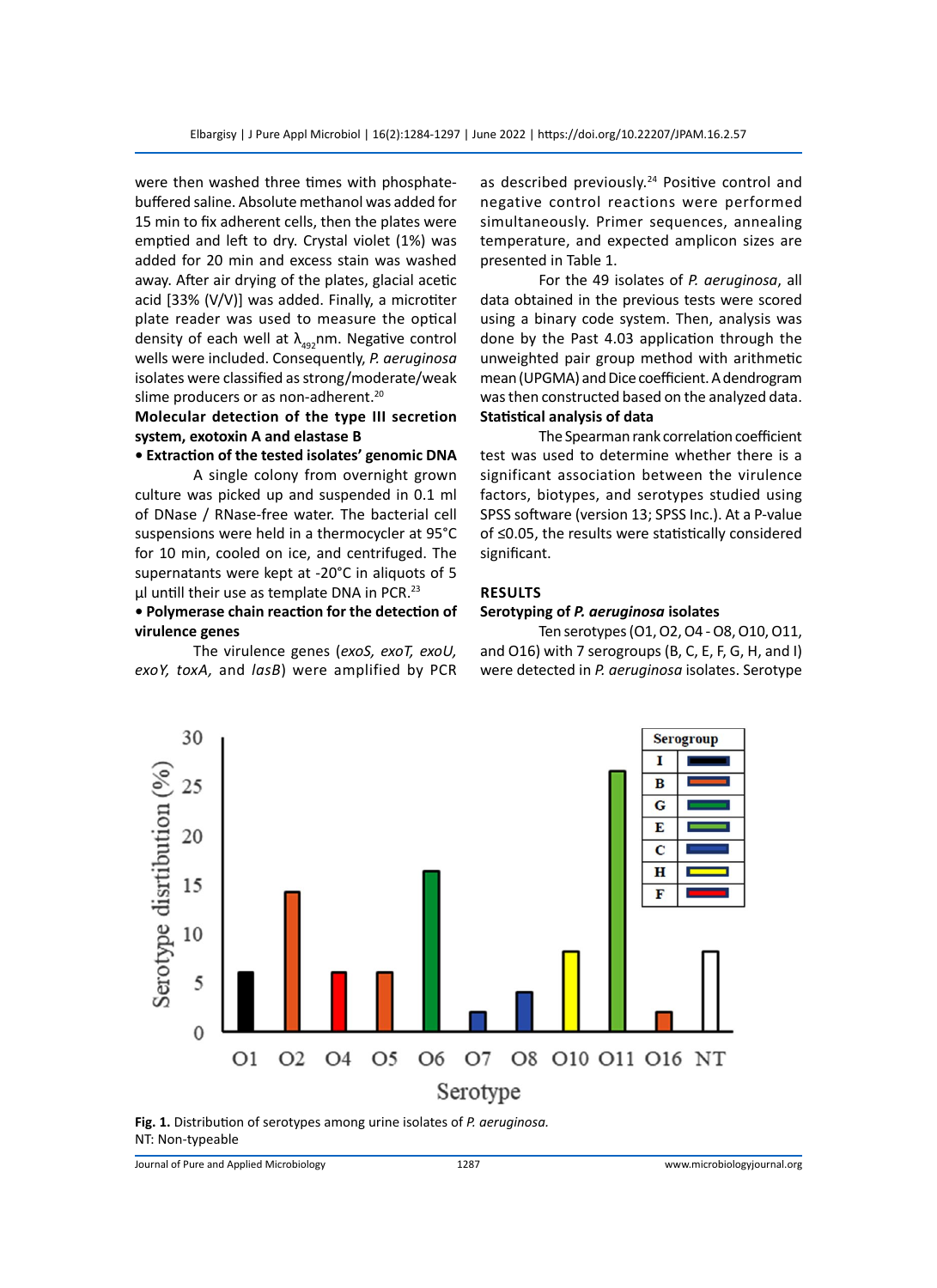were then washed three times with phosphate-buffered saline. Absolute methanol was added for 15 min to fix adherent cells, then the plates were emptied and left to dry. Crystal violet (1%) was added for 20 min and excess stain was washed away. After air drying of the plates, glacial acetic acid [33% (V/V)] was added. Finally, a microtiter plate reader was used to measure the optical density of each well at $\lambda_{492}$nm. Negative control wells were included. Consequently, *P. aeruginosa* isolates were classified as strong/moderate/weak slime producers or as non-adherent.[20]

**Molecular detection of the type III secretion system, exotoxin A and elastase B**

**• Extraction of the tested isolates' genomic DNA**

A single colony from overnight grown culture was picked up and suspended in 0.1 ml of DNase / RNase-free water. The bacterial cell suspensions were held in a thermocycler at 95°C for 10 min, cooled on ice, and centrifuged. The supernatants were kept at -20°C in aliquots of 5 µl untill their use as template DNA in PCR.[23]

**• Polymerase chain reaction for the detection of virulence genes**

The virulence genes (*exoS, exoT, exoU, exoY, toxA,* and *lasB*) were amplified by PCR as described previously.[24] Positive control and negative control reactions were performed simultaneously. Primer sequences, annealing temperature, and expected amplicon sizes are presented in Table 1.

For the 49 isolates of *P. aeruginosa*, all data obtained in the previous tests were scored using a binary code system. Then, analysis was done by the Past 4.03 application through the unweighted pair group method with arithmetic mean (UPGMA) and Dice coefficient. A dendrogram was then constructed based on the analyzed data.

**Statistical analysis of data**

The Spearman rank correlation coefficient test was used to determine whether there is a significant association between the virulence factors, biotypes, and serotypes studied using SPSS software (version 13; SPSS Inc.). At a P-value of ≤0.05, the results were statistically considered significant.

## RESULTS

**Serotyping of *P. aeruginosa* isolates**

Ten serotypes (O1, O2, O4 - O8, O10, O11, and O16) with 7 serogroups (B, C, E, F, G, H, and I) were detected in *P. aeruginosa* isolates. Serotype

Serotype disrtibution (%)
30
25
20
15
10
5
0
O1 O2 O4 O5 O6 O7 O8 O10 O11 O16 NT
Serotype
Serogroup
I
B
G
E
C
H
F

**Fig. 1.** Distribution of serotypes among urine isolates of *P. aeruginosa.*
NT: Non-typeable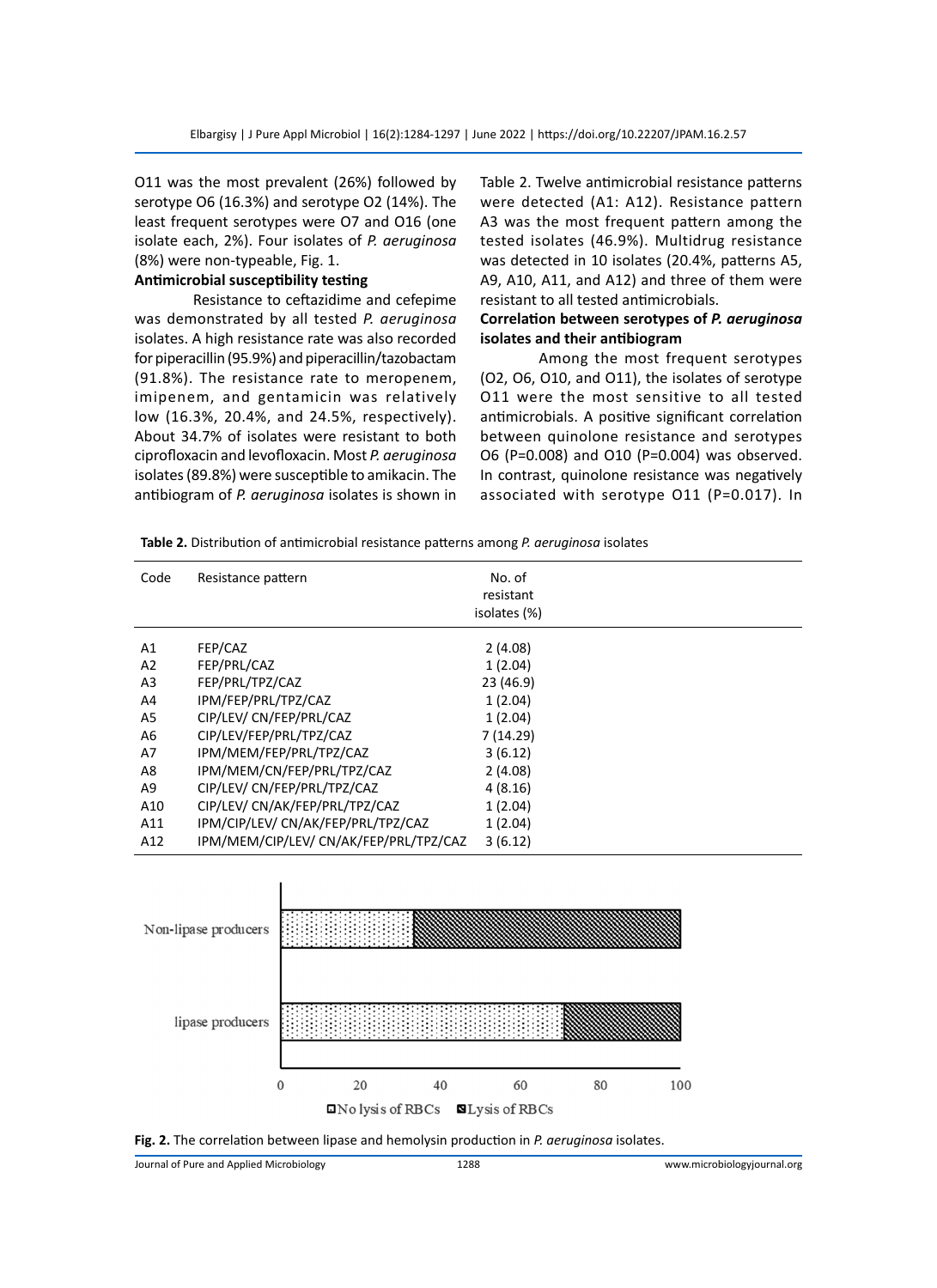O11 was the most prevalent (26%) followed by serotype O6 (16.3%) and serotype O2 (14%). The least frequent serotypes were O7 and O16 (one isolate each, 2%). Four isolates of *P. aeruginosa* (8%) were non-typeable, Fig. 1.

**Antimicrobial susceptibility testing**

Resistance to ceftazidime and cefepime was demonstrated by all tested *P. aeruginosa* isolates. A high resistance rate was also recorded for piperacillin (95.9%) and piperacillin/tazobactam (91.8%). The resistance rate to meropenem, imipenem, and gentamicin was relatively low (16.3%, 20.4%, and 24.5%, respectively). About 34.7% of isolates were resistant to both ciprofloxacin and levofloxacin. Most *P. aeruginosa* isolates (89.8%) were susceptible to amikacin. The antibiogram of *P. aeruginosa* isolates is shown in Table 2. Twelve antimicrobial resistance patterns were detected (A1: A12). Resistance pattern A3 was the most frequent pattern among the tested isolates (46.9%). Multidrug resistance was detected in 10 isolates (20.4%, patterns A5, A9, A10, A11, and A12) and three of them were resistant to all tested antimicrobials.

**Correlation between serotypes of *P. aeruginosa* isolates and their antibiogram**

Among the most frequent serotypes (O2, O6, O10, and O11), the isolates of serotype O11 were the most sensitive to all tested antimicrobials. A positive significant correlation between quinolone resistance and serotypes O6 (P=0.008) and O10 (P=0.004) was observed. In contrast, quinolone resistance was negatively associated with serotype O11 (P=0.017). In

**Table 2.** Distribution of antimicrobial resistance patterns among *P. aeruginosa* isolates

| Code | Resistance pattern | No. of resistant isolates (%) |
|---|---|---|
| A1 | FEP/CAZ | 2 (4.08) |
| A2 | FEP/PRL/CAZ | 1 (2.04) |
| A3 | FEP/PRL/TPZ/CAZ | 23 (46.9) |
| A4 | IPM/FEP/PRL/TPZ/CAZ | 1 (2.04) |
| A5 | CIP/LEV/ CN/FEP/PRL/CAZ | 1 (2.04) |
| A6 | CIP/LEV/FEP/PRL/TPZ/CAZ | 7 (14.29) |
| A7 | IPM/MEM/FEP/PRL/TPZ/CAZ | 3 (6.12) |
| A8 | IPM/MEM/CN/FEP/PRL/TPZ/CAZ | 2 (4.08) |
| A9 | CIP/LEV/ CN/FEP/PRL/TPZ/CAZ | 4 (8.16) |
| A10 | CIP/LEV/ CN/AK/FEP/PRL/TPZ/CAZ | 1 (2.04) |
| A11 | IPM/CIP/LEV/ CN/AK/FEP/PRL/TPZ/CAZ | 1 (2.04) |
| A12 | IPM/MEM/CIP/LEV/ CN/AK/FEP/PRL/TPZ/CAZ | 3 (6.12) |

Non-lipase producers

lipase producers

0 20 40 60 80 100

No lysis of RBCs    Lysis of RBCs

**Fig. 2.** The correlation between lipase and hemolysin production in *P. aeruginosa* isolates.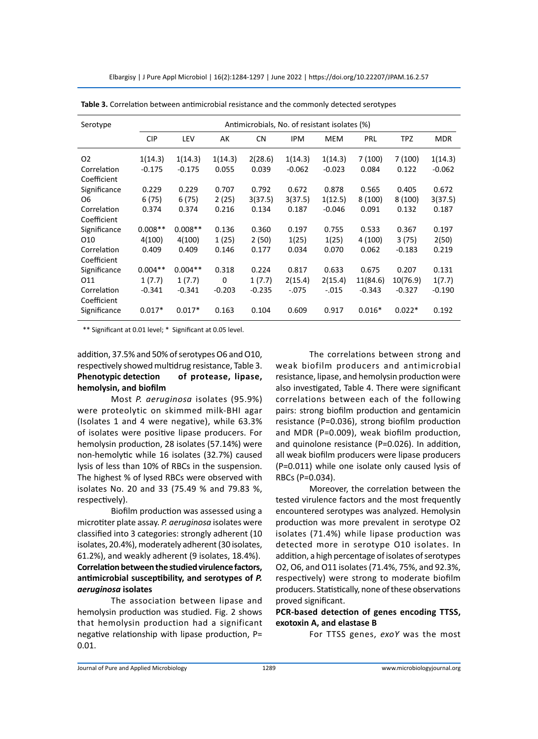**Table 3.** Correlation between antimicrobial resistance and the commonly detected serotypes

| Serotype | Antimicrobials, No. of resistant isolates (%) | | | | | | | | |
|---|---|---|---|---|---|---|---|---|---|
| | CIP | LEV | AK | CN | IPM | MEM | PRL | TPZ | MDR |
| O2 | 1(14.3) | 1(14.3) | 1(14.3) | 2(28.6) | 1(14.3) | 1(14.3) | 7 (100) | 7 (100) | 1(14.3) |
| Correlation Coefficient | -0.175 | -0.175 | 0.055 | 0.039 | -0.062 | -0.023 | 0.084 | 0.122 | -0.062 |
| Significance | 0.229 | 0.229 | 0.707 | 0.792 | 0.672 | 0.878 | 0.565 | 0.405 | 0.672 |
| O6 | 6 (75) | 6 (75) | 2 (25) | 3(37.5) | 3(37.5) | 1(12.5) | 8 (100) | 8 (100) | 3(37.5) |
| Correlation Coefficient | 0.374 | 0.374 | 0.216 | 0.134 | 0.187 | -0.046 | 0.091 | 0.132 | 0.187 |
| Significance | 0.008** | 0.008** | 0.136 | 0.360 | 0.197 | 0.755 | 0.533 | 0.367 | 0.197 |
| O10 | 4(100) | 4(100) | 1 (25) | 2 (50) | 1(25) | 1(25) | 4 (100) | 3 (75) | 2(50) |
| Correlation Coefficient | 0.409 | 0.409 | 0.146 | 0.177 | 0.034 | 0.070 | 0.062 | -0.183 | 0.219 |
| Significance | 0.004** | 0.004** | 0.318 | 0.224 | 0.817 | 0.633 | 0.675 | 0.207 | 0.131 |
| O11 | 1 (7.7) | 1 (7.7) | 0 | 1 (7.7) | 2(15.4) | 2(15.4) | 11(84.6) | 10(76.9) | 1(7.7) |
| Correlation Coefficient | -0.341 | -0.341 | -0.203 | -0.235 | -.075 | -.015 | -0.343 | -0.327 | -0.190 |
| Significance | 0.017* | 0.017* | 0.163 | 0.104 | 0.609 | 0.917 | 0.016* | 0.022* | 0.192 |

** Significant at 0.01 level; * Significant at 0.05 level.

addition, 37.5% and 50% of serotypes O6 and O10, respectively showed multidrug resistance, Table 3.

**Phenotypic detection of protease, lipase, hemolysin, and biofilm**

Most *P. aeruginosa* isolates (95.9%) were proteolytic on skimmed milk-BHI agar (Isolates 1 and 4 were negative), while 63.3% of isolates were positive lipase producers. For hemolysin production, 28 isolates (57.14%) were non-hemolytic while 16 isolates (32.7%) caused lysis of less than 10% of RBCs in the suspension. The highest % of lysed RBCs were observed with isolates No. 20 and 33 (75.49 % and 79.83 %, respectively).

Biofilm production was assessed using a microtiter plate assay. *P. aeruginosa* isolates were classified into 3 categories: strongly adherent (10 isolates, 20.4%), moderately adherent (30 isolates, 61.2%), and weakly adherent (9 isolates, 18.4%).

**Correlation between the studied virulence factors, antimicrobial susceptibility, and serotypes of *P. aeruginosa* isolates**

The association between lipase and hemolysin production was studied. Fig. 2 shows that hemolysin production had a significant negative relationship with lipase production, P= 0.01.

The correlations between strong and weak biofilm producers and antimicrobial resistance, lipase, and hemolysin production were also investigated, Table 4. There were significant correlations between each of the following pairs: strong biofilm production and gentamicin resistance (P=0.036), strong biofilm production and MDR (P=0.009), weak biofilm production, and quinolone resistance (P=0.026). In addition, all weak biofilm producers were lipase producers (P=0.011) while one isolate only caused lysis of RBCs (P=0.034).

Moreover, the correlation between the tested virulence factors and the most frequently encountered serotypes was analyzed. Hemolysin production was more prevalent in serotype O2 isolates (71.4%) while lipase production was detected more in serotype O10 isolates. In addition, a high percentage of isolates of serotypes O2, O6, and O11 isolates (71.4%, 75%, and 92.3%, respectively) were strong to moderate biofilm producers. Statistically, none of these observations proved significant.

**PCR-based detection of genes encoding TTSS, exotoxin A, and elastase B**

For TTSS genes, *exoY* was the most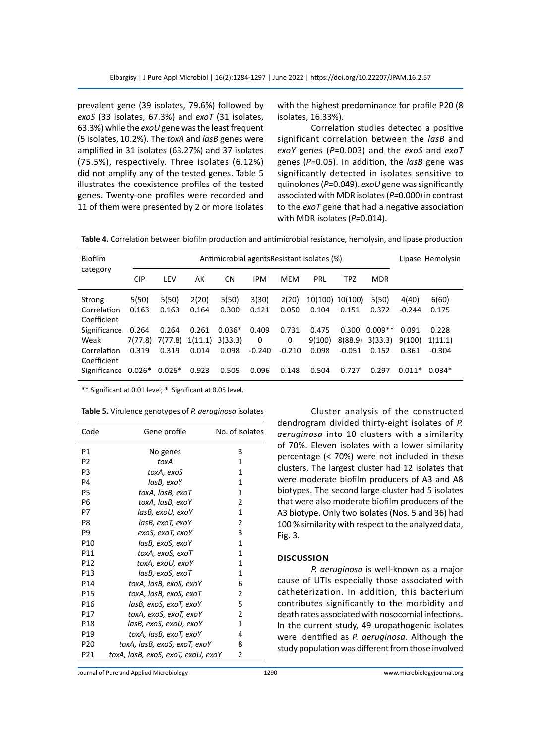prevalent gene (39 isolates, 79.6%) followed by *exoS* (33 isolates, 67.3%) and *exoT* (31 isolates, 63.3%) while the *exoU* gene was the least frequent (5 isolates, 10.2%). The *toxA* and *lasB* genes were amplified in 31 isolates (63.27%) and 37 isolates (75.5%), respectively. Three isolates (6.12%) did not amplify any of the tested genes. Table 5 illustrates the coexistence profiles of the tested genes. Twenty-one profiles were recorded and 11 of them were presented by 2 or more isolates with the highest predominance for profile P20 (8 isolates, 16.33%).

Correlation studies detected a positive significant correlation between the *lasB* and *exoY* genes (*P*=0.003) and the *exoS* and *exoT* genes (*P*=0.05). In addition, the *lasB* gene was significantly detected in isolates sensitive to quinolones (*P*=0.049). *exoU* gene was significantly associated with MDR isolates (*P*=0.000) in contrast to the *exoT* gene that had a negative association with MDR isolates (*P*=0.014).

**Table 4.** Correlation between biofilm production and antimicrobial resistance, hemolysin, and lipase production

| Biofilm category | Antimicrobial agentsResistant isolates (%) | | | | | | | | | Lipase | Hemolysin |
|---|---|---|---|---|---|---|---|---|---|---|---|
| | CIP | LEV | AK | CN | IPM | MEM | PRL | TPZ | MDR | | |
| Strong | 5(50) | 5(50) | 2(20) | 5(50) | 3(30) | 2(20) | 10(100) | 10(100) | 5(50) | 4(40) | 6(60) |
| Correlation Coefficient | 0.163 | 0.163 | 0.164 | 0.300 | 0.121 | 0.050 | 0.104 | 0.151 | 0.372 | -0.244 | 0.175 |
| Significance | 0.264 | 0.264 | 0.261 | 0.036* | 0.409 | 0.731 | 0.475 | 0.300 | 0.009** | 0.091 | 0.228 |
| Weak | 7(77.8) | 7(77.8) | 1(11.1) | 3(33.3) | 0 | 0 | 9(100) | 8(88.9) | 3(33.3) | 9(100) | 1(11.1) |
| Correlation Coefficient | 0.319 | 0.319 | 0.014 | 0.098 | -0.240 | -0.210 | 0.098 | -0.051 | 0.152 | 0.361 | -0.304 |
| Significance | 0.026* | 0.026* | 0.923 | 0.505 | 0.096 | 0.148 | 0.504 | 0.727 | 0.297 | 0.011* | 0.034* |

** Significant at 0.01 level; * Significant at 0.05 level.

**Table 5.** Virulence genotypes of *P. aeruginosa* isolates

| Code | Gene profile | No. of isolates |
|---|---|---|
| P1 | No genes | 3 |
| P2 | *toxA* | 1 |
| P3 | *toxA, exoS* | 1 |
| P4 | *lasB, exoY* | 1 |
| P5 | *toxA, lasB, exoT* | 1 |
| P6 | *toxA, lasB, exoY* | 2 |
| P7 | *lasB, exoU, exoY* | 1 |
| P8 | *lasB, exoT, exoY* | 2 |
| P9 | *exoS, exoT, exoY* | 3 |
| P10 | *lasB, exoS, exoY* | 1 |
| P11 | *toxA, exoS, exoT* | 1 |
| P12 | *toxA, exoU, exoY* | 1 |
| P13 | *lasB, exoS, exoT* | 1 |
| P14 | *toxA, lasB, exoS, exoY* | 6 |
| P15 | *toxA, lasB, exoS, exoT* | 2 |
| P16 | *lasB, exoS, exoT, exoY* | 5 |
| P17 | *toxA, exoS, exoT, exoY* | 2 |
| P18 | *lasB, exoS, exoU, exoY* | 1 |
| P19 | *toxA, lasB, exoT, exoY* | 4 |
| P20 | *toxA, lasB, exoS, exoT, exoY* | 8 |
| P21 | *toxA, lasB, exoS, exoT, exoU, exoY* | 2 |

Cluster analysis of the constructed dendrogram divided thirty-eight isolates of *P. aeruginosa* into 10 clusters with a similarity of 70%. Eleven isolates with a lower similarity percentage (< 70%) were not included in these clusters. The largest cluster had 12 isolates that were moderate biofilm producers of A3 and A8 biotypes. The second large cluster had 5 isolates that were also moderate biofilm producers of the A3 biotype. Only two isolates (Nos. 5 and 36) had 100 % similarity with respect to the analyzed data, Fig. 3.

## DISCUSSION

*P. aeruginosa* is well-known as a major cause of UTIs especially those associated with catheterization. In addition, this bacterium contributes significantly to the morbidity and death rates associated with nosocomial infections. In the current study, 49 uropathogenic isolates were identified as *P. aeruginosa*. Although the study population was different from those involved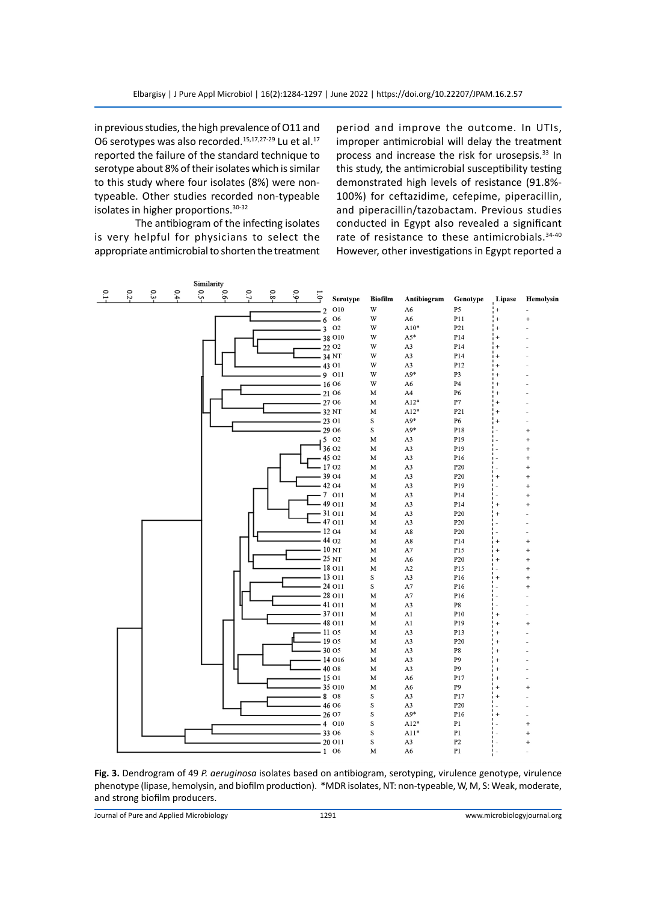in previous studies, the high prevalence of O11 and O6 serotypes was also recorded.[15,17,27-29] Lu et al.[17] reported the failure of the standard technique to serotype about 8% of their isolates which is similar to this study where four isolates (8%) were non-typeable. Other studies recorded non-typeable isolates in higher proportions.[30-32]

The antibiogram of the infecting isolates is very helpful for physicians to select the appropriate antimicrobial to shorten the treatment period and improve the outcome. In UTIs, improper antimicrobial will delay the treatment process and increase the risk for urosepsis.[33] In this study, the antimicrobial susceptibility testing demonstrated high levels of resistance (91.8%-100%) for ceftazidime, cefepime, piperacillin, and piperacillin/tazobactam. Previous studies conducted in Egypt also revealed a significant rate of resistance to these antimicrobials.[34-40] However, other investigations in Egypt reported a

Similarity

0.1 0.2 0.3 0.4 0.5 0.6 0.7 0.8 0.9 1.0

Serotype Biofilm Antibiogram Genotype Lipase Hemolysin

2 O10 W A6 P5 + -
6 O6 W A6 P11 + +
3 O2 W A10* P21 + -
38 O10 W A5* P14 + -
22 O2 W A3 P14 + -
34 NT W A3 P14 + -
43 O1 W A3 P12 + -
9 O11 W A9* P3 + -
16 O6 W A6 P4 + -
21 O6 M A4 P6 + -
27 O6 M A12* P7 + -
32 NT M A12* P21 + -
23 O1 S A9* P6 + -
29 O6 S A9* P18 - +
5 O2 M A3 P19 - +
36 O2 M A3 P19 - +
45 O2 M A3 P16 - +
17 O2 M A3 P20 - +
39 O4 M A3 P20 + +
42 O4 M A3 P19 - +
7 O11 M A3 P14 - +
49 O11 M A3 P14 + +
31 O11 M A3 P20 + -
47 O11 M A3 P20 - -
12 O4 M A8 P20 - -
44 O2 M A8 P14 + +
10 NT M A7 P15 + +
25 NT M A6 P20 + +
18 O11 M A2 P15 - +
13 O11 S A3 P16 + +
24 O11 S A7 P16 - +
28 O11 M A7 P16 - -
41 O11 M A3 P8 - -
37 O11 M A1 P10 + -
48 O11 M A1 P19 + +
11 O5 M A3 P13 + -
19 O5 M A3 P20 + -
30 O5 M A3 P8 + -
14 O16 M A3 P9 + -
40 O8 M A3 P9 + -
15 O1 M A6 P17 + -
35 O10 M A6 P9 + +
8 O8 S A3 P17 + -
46 O6 S A3 P20 - -
26 O7 S A9* P16 + -
4 O10 S A12* P1 - +
33 O6 S A11* P1 - +
20 O11 S A3 P2 - +
1 O6 M A6 P1 - -

**Fig. 3.** Dendrogram of 49 *P. aeruginosa* isolates based on antibiogram, serotyping, virulence genotype, virulence phenotype (lipase, hemolysin, and biofilm production). *MDR isolates, NT: non-typeable, W, M, S: Weak, moderate, and strong biofilm producers.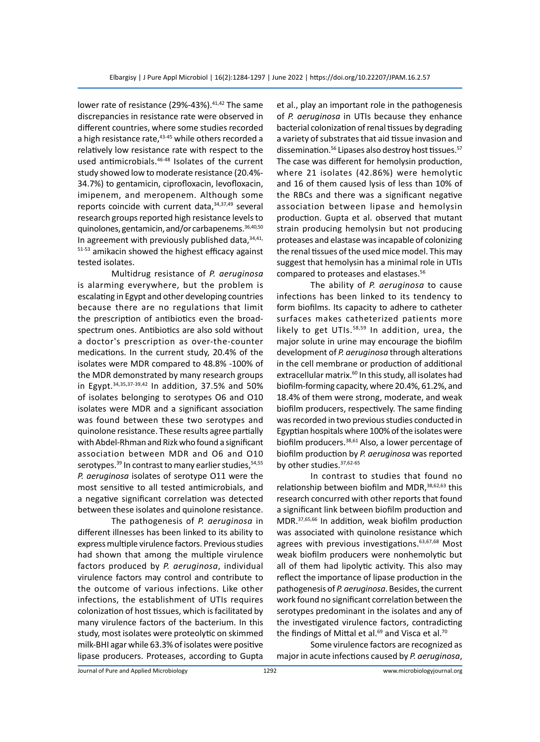lower rate of resistance (29%-43%).[41,42] The same discrepancies in resistance rate were observed in different countries, where some studies recorded a high resistance rate,[43-45] while others recorded a relatively low resistance rate with respect to the used antimicrobials.[46-48] Isolates of the current study showed low to moderate resistance (20.4%-34.7%) to gentamicin, ciprofloxacin, levofloxacin, imipenem, and meropenem. Although some reports coincide with current data,[34,37,49] several research groups reported high resistance levels to quinolones, gentamicin, and/or carbapenems.[36,40,50] In agreement with previously published data,[34,41,51-53] amikacin showed the highest efficacy against tested isolates.

Multidrug resistance of *P. aeruginosa* is alarming everywhere, but the problem is escalating in Egypt and other developing countries because there are no regulations that limit the prescription of antibiotics even the broad-spectrum ones. Antibiotics are also sold without a doctor's prescription as over-the-counter medications. In the current study, 20.4% of the isolates were MDR compared to 48.8% -100% of the MDR demonstrated by many research groups in Egypt.[34,35,37-39,42] In addition, 37.5% and 50% of isolates belonging to serotypes O6 and O10 isolates were MDR and a significant association was found between these two serotypes and quinolone resistance. These results agree partially with Abdel-Rhman and Rizk who found a significant association between MDR and O6 and O10 serotypes.[39] In contrast to many earlier studies,[54,55] *P. aeruginosa* isolates of serotype O11 were the most sensitive to all tested antimicrobials, and a negative significant correlation was detected between these isolates and quinolone resistance.

The pathogenesis of *P. aeruginosa* in different illnesses has been linked to its ability to express multiple virulence factors. Previous studies had shown that among the multiple virulence factors produced by *P. aeruginosa*, individual virulence factors may control and contribute to the outcome of various infections. Like other infections, the establishment of UTIs requires colonization of host tissues, which is facilitated by many virulence factors of the bacterium. In this study, most isolates were proteolytic on skimmed milk-BHI agar while 63.3% of isolates were positive lipase producers. Proteases, according to Gupta et al., play an important role in the pathogenesis of *P. aeruginosa* in UTIs because they enhance bacterial colonization of renal tissues by degrading a variety of substrates that aid tissue invasion and dissemination.[56] Lipases also destroy host tissues.[57] The case was different for hemolysin production, where 21 isolates (42.86%) were hemolytic and 16 of them caused lysis of less than 10% of the RBCs and there was a significant negative association between lipase and hemolysin production. Gupta et al. observed that mutant strain producing hemolysin but not producing proteases and elastase was incapable of colonizing the renal tissues of the used mice model. This may suggest that hemolysin has a minimal role in UTIs compared to proteases and elastases.[56]

The ability of *P. aeruginosa* to cause infections has been linked to its tendency to form biofilms. Its capacity to adhere to catheter surfaces makes catheterized patients more likely to get UTIs.[58,59] In addition, urea, the major solute in urine may encourage the biofilm development of *P. aeruginosa* through alterations in the cell membrane or production of additional extracellular matrix.[60] In this study, all isolates had biofilm-forming capacity, where 20.4%, 61.2%, and 18.4% of them were strong, moderate, and weak biofilm producers, respectively. The same finding was recorded in two previous studies conducted in Egyptian hospitals where 100% of the isolates were biofilm producers.[38,61] Also, a lower percentage of biofilm production by *P. aeruginosa* was reported by other studies.[37,62-65]

In contrast to studies that found no relationship between biofilm and MDR,[38,62,63] this research concurred with other reports that found a significant link between biofilm production and MDR.[37,65,66] In addition, weak biofilm production was associated with quinolone resistance which agrees with previous investigations.[63,67,68] Most weak biofilm producers were nonhemolytic but all of them had lipolytic activity. This also may reflect the importance of lipase production in the pathogenesis of *P. aeruginosa*. Besides, the current work found no significant correlation between the serotypes predominant in the isolates and any of the investigated virulence factors, contradicting the findings of Mittal et al.[69] and Visca et al.[70]

Some virulence factors are recognized as major in acute infections caused by *P. aeruginosa*,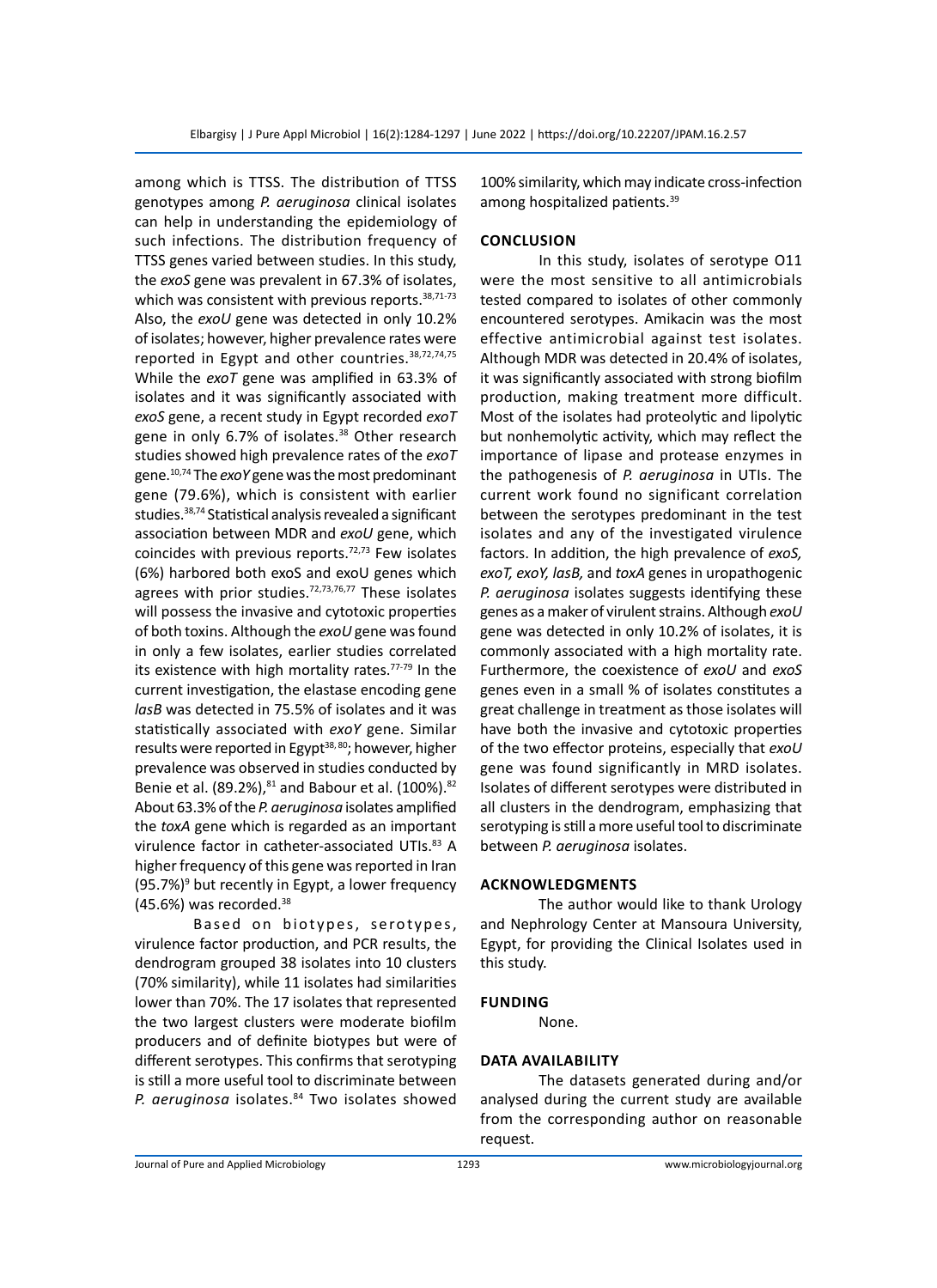among which is TTSS. The distribution of TTSS genotypes among *P. aeruginosa* clinical isolates can help in understanding the epidemiology of such infections. The distribution frequency of TTSS genes varied between studies. In this study, the *exoS* gene was prevalent in 67.3% of isolates, which was consistent with previous reports.[38,71-73] Also, the *exoU* gene was detected in only 10.2% of isolates; however, higher prevalence rates were reported in Egypt and other countries.[38,72,74,75] While the *exoT* gene was amplified in 63.3% of isolates and it was significantly associated with *exoS* gene, a recent study in Egypt recorded *exoT* gene in only 6.7% of isolates.[38] Other research studies showed high prevalence rates of the *exoT* gene.[10,74] The *exoY* gene was the most predominant gene (79.6%), which is consistent with earlier studies.[38,74] Statistical analysis revealed a significant association between MDR and *exoU* gene, which coincides with previous reports.[72,73] Few isolates (6%) harbored both exoS and exoU genes which agrees with prior studies.[72,73,76,77] These isolates will possess the invasive and cytotoxic properties of both toxins. Although the *exoU* gene was found in only a few isolates, earlier studies correlated its existence with high mortality rates.[77-79] In the current investigation, the elastase encoding gene *lasB* was detected in 75.5% of isolates and it was statistically associated with *exoY* gene. Similar results were reported in Egypt[38, 80]; however, higher prevalence was observed in studies conducted by Benie et al. (89.2%),[81] and Babour et al. (100%).[82] About 63.3% of the *P. aeruginosa* isolates amplified the *toxA* gene which is regarded as an important virulence factor in catheter-associated UTIs.[83] A higher frequency of this gene was reported in Iran (95.7%)[9] but recently in Egypt, a lower frequency (45.6%) was recorded.[38]

Based on biotypes, serotypes, virulence factor production, and PCR results, the dendrogram grouped 38 isolates into 10 clusters (70% similarity), while 11 isolates had similarities lower than 70%. The 17 isolates that represented the two largest clusters were moderate biofilm producers and of definite biotypes but were of different serotypes. This confirms that serotyping is still a more useful tool to discriminate between *P. aeruginosa* isolates.[84] Two isolates showed 100% similarity, which may indicate cross-infection among hospitalized patients.[39]

## CONCLUSION

In this study, isolates of serotype O11 were the most sensitive to all antimicrobials tested compared to isolates of other commonly encountered serotypes. Amikacin was the most effective antimicrobial against test isolates. Although MDR was detected in 20.4% of isolates, it was significantly associated with strong biofilm production, making treatment more difficult. Most of the isolates had proteolytic and lipolytic but nonhemolytic activity, which may reflect the importance of lipase and protease enzymes in the pathogenesis of *P. aeruginosa* in UTIs. The current work found no significant correlation between the serotypes predominant in the test isolates and any of the investigated virulence factors. In addition, the high prevalence of *exoS, exoT, exoY, lasB,* and *toxA* genes in uropathogenic *P. aeruginosa* isolates suggests identifying these genes as a maker of virulent strains. Although *exoU* gene was detected in only 10.2% of isolates, it is commonly associated with a high mortality rate. Furthermore, the coexistence of *exoU* and *exoS* genes even in a small % of isolates constitutes a great challenge in treatment as those isolates will have both the invasive and cytotoxic properties of the two effector proteins, especially that *exoU* gene was found significantly in MRD isolates. Isolates of different serotypes were distributed in all clusters in the dendrogram, emphasizing that serotyping is still a more useful tool to discriminate between *P. aeruginosa* isolates.

## ACKNOWLEDGMENTS

The author would like to thank Urology and Nephrology Center at Mansoura University, Egypt, for providing the Clinical Isolates used in this study.

## FUNDING

None.

## DATA AVAILABILITY

The datasets generated during and/or analysed during the current study are available from the corresponding author on reasonable request.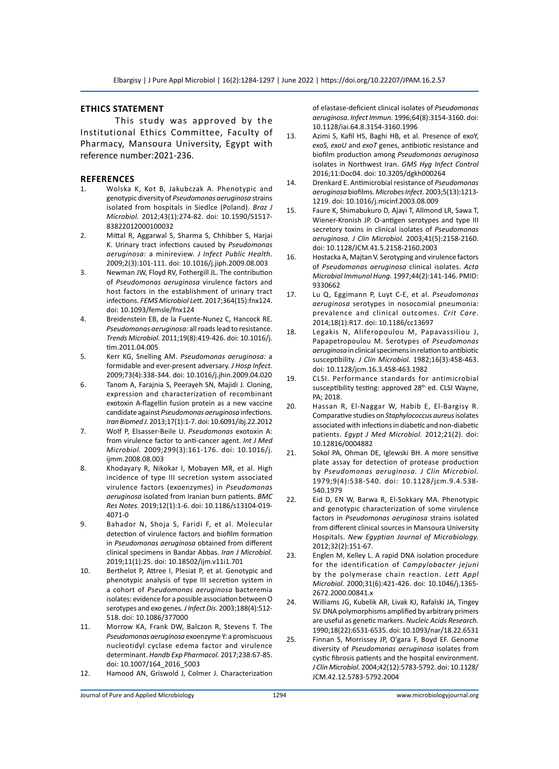## ETHICS STATEMENT

This study was approved by the Institutional Ethics Committee, Faculty of Pharmacy, Mansoura University, Egypt with reference number:2021-236.

## REFERENCES

1. Wolska K, Kot B, Jakubczak A. Phenotypic and genotypic diversity of *Pseudomonas aeruginosa* strains isolated from hospitals in Siedlce (Poland). *Braz J Microbiol.* 2012;43(1):274-82. doi: 10.1590/S1517-83822012000100032
2. Mittal R, Aggarwal S, Sharma S, Chhibber S, Harjai K. Urinary tract infections caused by *Pseudomonas aeruginosa*: a minireview. *J Infect Public Health.* 2009;2(3):101-111. doi: 10.1016/j.jiph.2009.08.003
3. Newman JW, Floyd RV, Fothergill JL. The contribution of *Pseudomonas aeruginosa* virulence factors and host factors in the establishment of urinary tract infections. *FEMS Microbiol Lett.* 2017;364(15):fnx124. doi: 10.1093/femsle/fnx124
4. Breidenstein EB, de la Fuente-Nunez C, Hancock RE. *Pseudomonas aeruginosa:* all roads lead to resistance. *Trends Microbiol.* 2011;19(8):419-426. doi: 10.1016/j.tim.2011.04.005
5. Kerr KG, Snelling AM. *Pseudomonas aeruginosa:* a formidable and ever-present adversary. *J Hosp Infect.* 2009;73(4):338-344. doi: 10.1016/j.jhin.2009.04.020
6. Tanom A, Farajnia S, Peerayeh SN, Majidi J. Cloning, expression and characterization of recombinant exotoxin A-flagellin fusion protein as a new vaccine candidate against *Pseudomonas aeruginosa* infections. *Iran Biomed J.* 2013;17(1):1-7. doi: 10.6091/ibj.22.2012
7. Wolf P, Elsasser-Beile U. *Pseudomonas* exotoxin A: from virulence factor to anti-cancer agent. *Int J Med Microbiol.* 2009;299(3):161-176. doi: 10.1016/j.ijmm.2008.08.003
8. Khodayary R, Nikokar I, Mobayen MR, et al. High incidence of type III secretion system associated virulence factors (exoenzymes) in *Pseudomonas aeruginosa* isolated from Iranian burn patients. *BMC Res Notes.* 2019;12(1):1-6. doi: 10.1186/s13104-019-4071-0
9. Bahador N, Shoja S, Faridi F, et al. Molecular detection of virulence factors and biofilm formation in *Pseudomonas aeruginosa* obtained from different clinical specimens in Bandar Abbas. *Iran J Microbiol.* 2019;11(1):25. doi: 10.18502/ijm.v11i1.701
10. Berthelot P, Attree I, Plesiat P, et al. Genotypic and phenotypic analysis of type III secretion system in a cohort of *Pseudomonas aeruginosa* bacteremia isolates: evidence for a possible association between O serotypes and exo genes. *J Infect Dis.* 2003;188(4):512-518. doi: 10.1086/377000
11. Morrow KA, Frank DW, Balczon R, Stevens T. The *Pseudomonas aeruginosa* exoenzyme Y: a promiscuous nucleotidyl cyclase edema factor and virulence determinant. *Handb Exp Pharmacol.* 2017;238:67-85. doi: 10.1007/164_2016_5003
12. Hamood AN, Griswold J, Colmer J. Characterization of elastase-deficient clinical isolates of *Pseudomonas aeruginosa. Infect Immun.* 1996;64(8):3154-3160. doi: 10.1128/iai.64.8.3154-3160.1996
13. Azimi S, Kafil HS, Baghi HB, et al. Presence of exoY, *exoS, exoU* and *exoT* genes, antibiotic resistance and biofilm production among *Pseudomonas aeruginosa* isolates in Northwest Iran. *GMS Hyg Infect Control* 2016;11:Doc04. doi: 10.3205/dgkh000264
14. Drenkard E. Antimicrobial resistance of *Pseudomonas aeruginosa* biofilms. *Microbes Infect.* 2003;5(13):1213-1219. doi: 10.1016/j.micinf.2003.08.009
15. Faure K, Shimabukuro D, Ajayi T, Allmond LR, Sawa T, Wiener-Kronish JP. O-antigen serotypes and type III secretory toxins in clinical isolates of *Pseudomonas aeruginosa. J Clin Microbiol.* 2003;41(5):2158-2160. doi: 10.1128/JCM.41.5.2158-2160.2003
16. Hostacka A, Majtan V. Serotyping and virulence factors of *Pseudomonas aeruginosa* clinical isolates. *Acta Microbiol Immunol Hung.* 1997;44(2):141-146. PMID: 9330662
17. Lu Q, Eggimann P, Luyt C-E, et al. *Pseudomonas aeruginosa* serotypes in nosocomial pneumonia: prevalence and clinical outcomes. *Crit Care.* 2014;18(1):R17. doi: 10.1186/cc13697
18. Legakis N, Aliferopoulou M, Papavassiliou J, Papapetropoulou M. Serotypes of *Pseudomonas aeruginosa* in clinical specimens in relation to antibiotic susceptibility. *J Clin Microbiol.* 1982;16(3):458-463. doi: 10.1128/jcm.16.3.458-463.1982
19. CLSI. Performance standards for antimicrobial susceptibility testing: approved 28th ed. CLSI Wayne, PA; 2018.
20. Hassan R, El-Naggar W, Habib E, El-Bargisy R. Comparative studies on *Staphylococcus aureus* isolates associated with infections in diabetic and non-diabetic patients. *Egypt J Med Microbiol.* 2012;21(2). doi: 10.12816/0004882
21. Sokol PA, Ohman DE, Iglewski BH. A more sensitive plate assay for detection of protease production by *Pseudomonas aeruginosa. J Clin Microbiol.* 1979;9(4):538-540. doi: 10.1128/jcm.9.4.538-540.1979
22. Eid D, EN W, Barwa R, El-Sokkary MA. Phenotypic and genotypic characterization of some virulence factors in *Pseudomonas aeruginosa* strains isolated from different clinical sources in Mansoura University Hospitals. *New Egyptian Journal of Microbiology.* 2012;32(2):151-67.
23. Englen M, Kelley L. A rapid DNA isolation procedure for the identification of *Campylobacter jejuni* by the polymerase chain reaction. *Lett Appl Microbiol.* 2000;31(6):421-426. doi: 10.1046/j.1365-2672.2000.00841.x
24. Williams JG, Kubelik AR, Livak KJ, Rafalski JA, Tingey SV. DNA polymorphisms amplified by arbitrary primers are useful as genetic markers. *Nucleic Acids Research.* 1990;18(22):6531-6535. doi: 10.1093/nar/18.22.6531
25. Finnan S, Morrissey JP, O'gara F, Boyd EF. Genome diversity of *Pseudomonas aeruginosa* isolates from cystic fibrosis patients and the hospital environment. *J Clin Microbiol.* 2004;42(12):5783-5792. doi: 10.1128/JCM.42.12.5783-5792.2004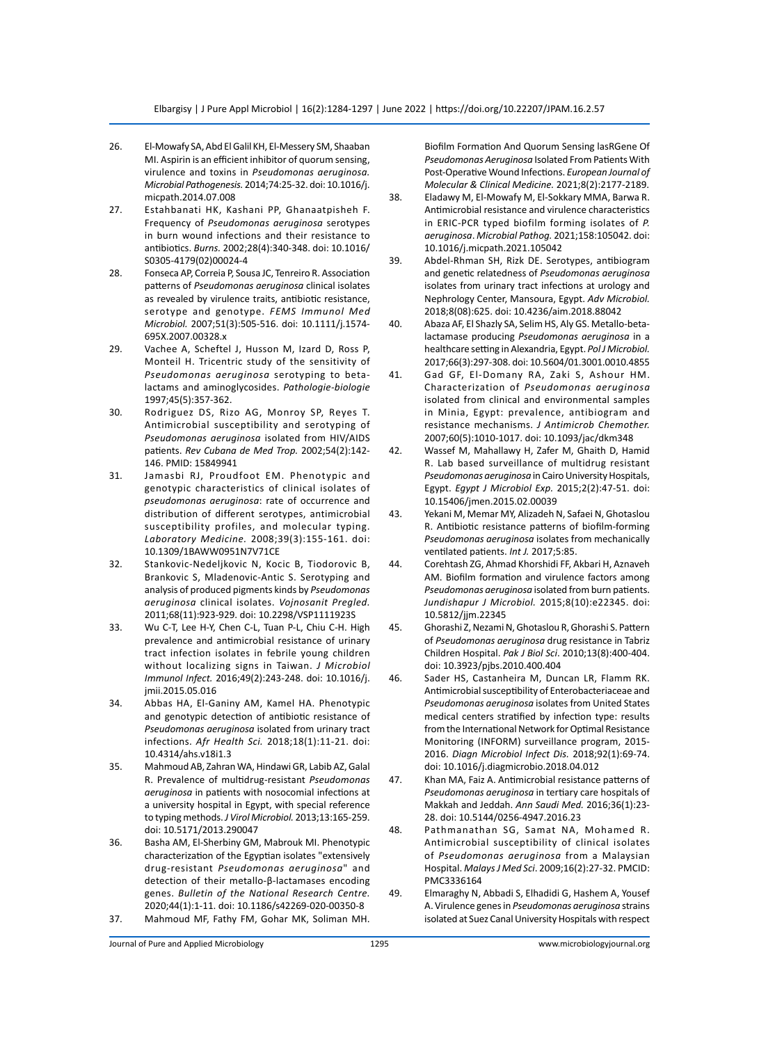26. El-Mowafy SA, Abd El Galil KH, El-Messery SM, Shaaban MI. Aspirin is an efficient inhibitor of quorum sensing, virulence and toxins in *Pseudomonas aeruginosa*. *Microbial Pathogenesis.* 2014;74:25-32. doi: 10.1016/j.micpath.2014.07.008
27. Estahbanati HK, Kashani PP, Ghanaatpisheh F. Frequency of *Pseudomonas aeruginosa* serotypes in burn wound infections and their resistance to antibiotics. *Burns.* 2002;28(4):340-348. doi: 10.1016/S0305-4179(02)00024-4
28. Fonseca AP, Correia P, Sousa JC, Tenreiro R. Association patterns of *Pseudomonas aeruginosa* clinical isolates as revealed by virulence traits, antibiotic resistance, serotype and genotype. *FEMS Immunol Med Microbiol.* 2007;51(3):505-516. doi: 10.1111/j.1574-695X.2007.00328.x
29. Vachee A, Scheftel J, Husson M, Izard D, Ross P, Monteil H. Tricentric study of the sensitivity of *Pseudomonas aeruginosa* serotyping to beta-lactams and aminoglycosides. *Pathologie-biologie* 1997;45(5):357-362.
30. Rodriguez DS, Rizo AG, Monroy SP, Reyes T. Antimicrobial susceptibility and serotyping of *Pseudomonas aeruginosa* isolated from HIV/AIDS patients. *Rev Cubana de Med Trop.* 2002;54(2):142-146. PMID: 15849941
31. Jamasbi RJ, Proudfoot EM. Phenotypic and genotypic characteristics of clinical isolates of *pseudomonas aeruginosa*: rate of occurrence and distribution of different serotypes, antimicrobial susceptibility profiles, and molecular typing. *Laboratory Medicine.* 2008;39(3):155-161. doi: 10.1309/1BAWW0951N7V71CE
32. Stankovic-Nedeljkovic N, Kocic B, Tiodorovic B, Brankovic S, Mladenovic-Antic S. Serotyping and analysis of produced pigments kinds by *Pseudomonas aeruginosa* clinical isolates. *Vojnosanit Pregled.* 2011;68(11):923-929. doi: 10.2298/VSP1111923S
33. Wu C-T, Lee H-Y, Chen C-L, Tuan P-L, Chiu C-H. High prevalence and antimicrobial resistance of urinary tract infection isolates in febrile young children without localizing signs in Taiwan. *J Microbiol Immunol Infect.* 2016;49(2):243-248. doi: 10.1016/j.jmii.2015.05.016
34. Abbas HA, El-Ganiny AM, Kamel HA. Phenotypic and genotypic detection of antibiotic resistance of *Pseudomonas aeruginosa* isolated from urinary tract infections. *Afr Health Sci.* 2018;18(1):11-21. doi: 10.4314/ahs.v18i1.3
35. Mahmoud AB, Zahran WA, Hindawi GR, Labib AZ, Galal R. Prevalence of multidrug-resistant *Pseudomonas aeruginosa* in patients with nosocomial infections at a university hospital in Egypt, with special reference to typing methods. *J Virol Microbiol.* 2013;13:165-259. doi: 10.5171/2013.290047
36. Basha AM, El-Sherbiny GM, Mabrouk MI. Phenotypic characterization of the Egyptian isolates "extensively drug-resistant *Pseudomonas aeruginosa*" and detection of their metallo-β-lactamases encoding genes. *Bulletin of the National Research Centre.* 2020;44(1):1-11. doi: 10.1186/s42269-020-00350-8
37. Mahmoud MF, Fathy FM, Gohar MK, Soliman MH. Biofilm Formation And Quorum Sensing lasRGene Of *Pseudomonas Aeruginosa* Isolated From Patients With Post-Operative Wound Infections. *European Journal of Molecular & Clinical Medicine.* 2021;8(2):2177-2189.
38. Eladawy M, El-Mowafy M, El-Sokkary MMA, Barwa R. Antimicrobial resistance and virulence characteristics in ERIC-PCR typed biofilm forming isolates of *P. aeruginosa*. *Microbial Pathog.* 2021;158:105042. doi: 10.1016/j.micpath.2021.105042
39. Abdel-Rhman SH, Rizk DE. Serotypes, antibiogram and genetic relatedness of *Pseudomonas aeruginosa* isolates from urinary tract infections at urology and Nephrology Center, Mansoura, Egypt. *Adv Microbiol.* 2018;8(08):625. doi: 10.4236/aim.2018.88042
40. Abaza AF, El Shazly SA, Selim HS, Aly GS. Metallo-beta-lactamase producing *Pseudomonas aeruginosa* in a healthcare setting in Alexandria, Egypt. *Pol J Microbiol.* 2017;66(3):297-308. doi: 10.5604/01.3001.0010.4855
41. Gad GF, El-Domany RA, Zaki S, Ashour HM. Characterization of *Pseudomonas aeruginosa* isolated from clinical and environmental samples in Minia, Egypt: prevalence, antibiogram and resistance mechanisms. *J Antimicrob Chemother.* 2007;60(5):1010-1017. doi: 10.1093/jac/dkm348
42. Wassef M, Mahallawy H, Zafer M, Ghaith D, Hamid R. Lab based surveillance of multidrug resistant *Pseudomonas aeruginosa* in Cairo University Hospitals, Egypt. *Egypt J Microbiol Exp.* 2015;2(2):47-51. doi: 10.15406/jmen.2015.02.00039
43. Yekani M, Memar MY, Alizadeh N, Safaei N, Ghotaslou R. Antibiotic resistance patterns of biofilm-forming *Pseudomonas aeruginosa* isolates from mechanically ventilated patients. *Int J.* 2017;5:85.
44. Corehtash ZG, Ahmad Khorshidi FF, Akbari H, Aznaveh AM. Biofilm formation and virulence factors among *Pseudomonas aeruginosa* isolated from burn patients. *Jundishapur J Microbiol.* 2015;8(10):e22345. doi: 10.5812/jjm.22345
45. Ghorashi Z, Nezami N, Ghotaslou R, Ghorashi S. Pattern of *Pseudomonas aeruginosa* drug resistance in Tabriz Children Hospital. *Pak J Biol Sci.* 2010;13(8):400-404. doi: 10.3923/pjbs.2010.400.404
46. Sader HS, Castanheira M, Duncan LR, Flamm RK. Antimicrobial susceptibility of Enterobacteriaceae and *Pseudomonas aeruginosa* isolates from United States medical centers stratified by infection type: results from the International Network for Optimal Resistance Monitoring (INFORM) surveillance program, 2015-2016. *Diagn Microbiol Infect Dis.* 2018;92(1):69-74. doi: 10.1016/j.diagmicrobio.2018.04.012
47. Khan MA, Faiz A. Antimicrobial resistance patterns of *Pseudomonas aeruginosa* in tertiary care hospitals of Makkah and Jeddah. *Ann Saudi Med.* 2016;36(1):23-28. doi: 10.5144/0256-4947.2016.23
48. Pathmanathan SG, Samat NA, Mohamed R. Antimicrobial susceptibility of clinical isolates of *Pseudomonas aeruginosa* from a Malaysian Hospital. *Malays J Med Sci.* 2009;16(2):27-32. PMCID: PMC3336164
49. Elmaraghy N, Abbadi S, Elhadidi G, Hashem A, Yousef A. Virulence genes in *Pseudomonas aeruginosa* strains isolated at Suez Canal University Hospitals with respect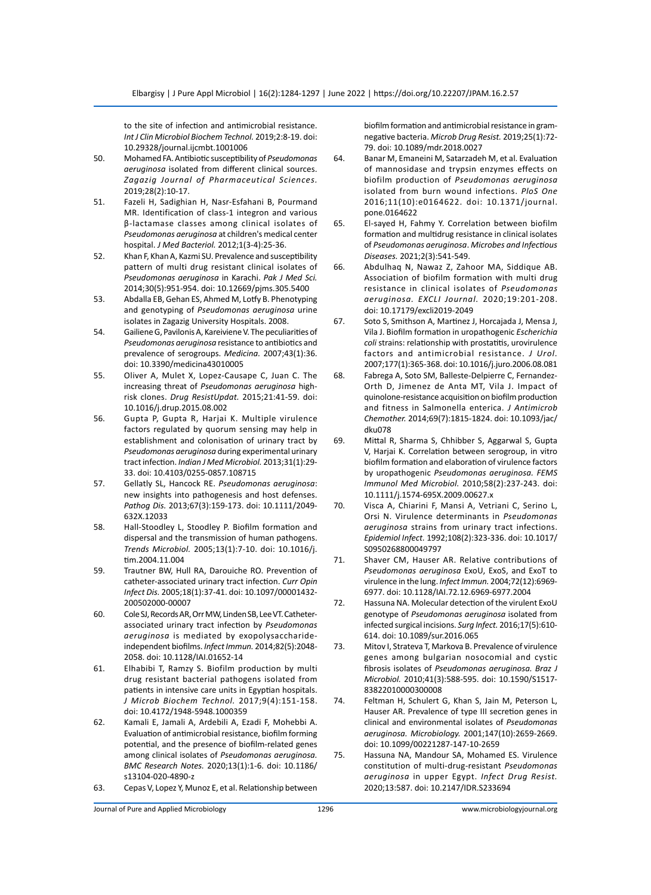to the site of infection and antimicrobial resistance. *Int J Clin Microbiol Biochem Technol.* 2019;2:8-19. doi: 10.29328/journal.ijcmbt.1001006

50. Mohamed FA. Antibiotic susceptibility of *Pseudomonas aeruginosa* isolated from different clinical sources. *Zagazig Journal of Pharmaceutical Sciences.* 2019;28(2):10-17.
51. Fazeli H, Sadighian H, Nasr-Esfahani B, Pourmand MR. Identification of class-1 integron and various β-lactamase classes among clinical isolates of *Pseudomonas aeruginosa* at children's medical center hospital. *J Med Bacteriol.* 2012;1(3-4):25-36.
52. Khan F, Khan A, Kazmi SU. Prevalence and susceptibility pattern of multi drug resistant clinical isolates of *Pseudomonas aeruginosa* in Karachi. *Pak J Med Sci.* 2014;30(5):951-954. doi: 10.12669/pjms.305.5400
53. Abdalla EB, Gehan ES, Ahmed M, Lotfy B. Phenotyping and genotyping of *Pseudomonas aeruginosa* urine isolates in Zagazig University Hospitals. 2008.
54. Gailiene G, Pavilonis A, Kareiviene V. The peculiarities of *Pseudomonas aeruginosa* resistance to antibiotics and prevalence of serogroups. *Medicina.* 2007;43(1):36. doi: 10.3390/medicina43010005
55. Oliver A, Mulet X, Lopez-Causape C, Juan C. The increasing threat of *Pseudomonas aeruginosa* high-risk clones. *Drug ResistUpdat.* 2015;21:41-59. doi: 10.1016/j.drup.2015.08.002
56. Gupta P, Gupta R, Harjai K. Multiple virulence factors regulated by quorum sensing may help in establishment and colonisation of urinary tract by *Pseudomonas aeruginosa* during experimental urinary tract infection. *Indian J Med Microbiol.* 2013;31(1):29-33. doi: 10.4103/0255-0857.108715
57. Gellatly SL, Hancock RE. *Pseudomonas aeruginosa*: new insights into pathogenesis and host defenses. *Pathog Dis.* 2013;67(3):159-173. doi: 10.1111/2049-632X.12033
58. Hall-Stoodley L, Stoodley P. Biofilm formation and dispersal and the transmission of human pathogens. *Trends Microbiol.* 2005;13(1):7-10. doi: 10.1016/j.tim.2004.11.004
59. Trautner BW, Hull RA, Darouiche RO. Prevention of catheter-associated urinary tract infection. *Curr Opin Infect Dis.* 2005;18(1):37-41. doi: 10.1097/00001432-200502000-00007
60. Cole SJ, Records AR, Orr MW, Linden SB, Lee VT. Catheter-associated urinary tract infection by *Pseudomonas aeruginosa* is mediated by exopolysaccharide-independent biofilms. *Infect Immun.* 2014;82(5):2048-2058. doi: 10.1128/IAI.01652-14
61. Elhabibi T, Ramzy S. Biofilm production by multi drug resistant bacterial pathogens isolated from patients in intensive care units in Egyptian hospitals. *J Microb Biochem Technol.* 2017;9(4):151-158. doi: 10.4172/1948-5948.1000359
62. Kamali E, Jamali A, Ardebili A, Ezadi F, Mohebbi A. Evaluation of antimicrobial resistance, biofilm forming potential, and the presence of biofilm-related genes among clinical isolates of *Pseudomonas aeruginosa. BMC Research Notes.* 2020;13(1):1-6. doi: 10.1186/s13104-020-4890-z
63. Cepas V, Lopez Y, Munoz E, et al. Relationship between biofilm formation and antimicrobial resistance in gram-negative bacteria. *Microb Drug Resist.* 2019;25(1):72-79. doi: 10.1089/mdr.2018.0027
64. Banar M, Emaneini M, Satarzadeh M, et al. Evaluation of mannosidase and trypsin enzymes effects on biofilm production of *Pseudomonas aeruginosa* isolated from burn wound infections. *PloS One* 2016;11(10):e0164622. doi: 10.1371/journal.pone.0164622
65. El-sayed H, Fahmy Y. Correlation between biofilm formation and multidrug resistance in clinical isolates of *Pseudomonas aeruginosa*. *Microbes and Infectious Diseases.* 2021;2(3):541-549.
66. Abdulhaq N, Nawaz Z, Zahoor MA, Siddique AB. Association of biofilm formation with multi drug resistance in clinical isolates of *Pseudomonas aeruginosa. EXCLI Journal.* 2020;19:201-208. doi: 10.17179/excli2019-2049
67. Soto S, Smithson A, Martinez J, Horcajada J, Mensa J, Vila J. Biofilm formation in uropathogenic *Escherichia coli* strains: relationship with prostatitis, urovirulence factors and antimicrobial resistance. *J Urol.* 2007;177(1):365-368. doi: 10.1016/j.juro.2006.08.081
68. Fabrega A, Soto SM, Balleste-Delpierre C, Fernandez-Orth D, Jimenez de Anta MT, Vila J. Impact of quinolone-resistance acquisition on biofilm production and fitness in Salmonella enterica. *J Antimicrob Chemother.* 2014;69(7):1815-1824. doi: 10.1093/jac/dku078
69. Mittal R, Sharma S, Chhibber S, Aggarwal S, Gupta V, Harjai K. Correlation between serogroup, in vitro biofilm formation and elaboration of virulence factors by uropathogenic *Pseudomonas aeruginosa. FEMS Immunol Med Microbiol.* 2010;58(2):237-243. doi: 10.1111/j.1574-695X.2009.00627.x
70. Visca A, Chiarini F, Mansi A, Vetriani C, Serino L, Orsi N. Virulence determinants in *Pseudomonas aeruginosa* strains from urinary tract infections. *Epidemiol Infect.* 1992;108(2):323-336. doi: 10.1017/S0950268800049797
71. Shaver CM, Hauser AR. Relative contributions of *Pseudomonas aeruginosa* ExoU, ExoS, and ExoT to virulence in the lung. *Infect Immun.* 2004;72(12):6969-6977. doi: 10.1128/IAI.72.12.6969-6977.2004
72. Hassuna NA. Molecular detection of the virulent ExoU genotype of *Pseudomonas aeruginosa* isolated from infected surgical incisions. *Surg Infect.* 2016;17(5):610-614. doi: 10.1089/sur.2016.065
73. Mitov I, Strateva T, Markova B. Prevalence of virulence genes among bulgarian nosocomial and cystic fibrosis isolates of *Pseudomonas aeruginosa. Braz J Microbiol.* 2010;41(3):588-595. doi: 10.1590/S1517-83822010000300008
74. Feltman H, Schulert G, Khan S, Jain M, Peterson L, Hauser AR. Prevalence of type III secretion genes in clinical and environmental isolates of *Pseudomonas aeruginosa. Microbiology.* 2001;147(10):2659-2669. doi: 10.1099/00221287-147-10-2659
75. Hassuna NA, Mandour SA, Mohamed ES. Virulence constitution of multi-drug-resistant *Pseudomonas aeruginosa* in upper Egypt. *Infect Drug Resist.* 2020;13:587. doi: 10.2147/IDR.S233694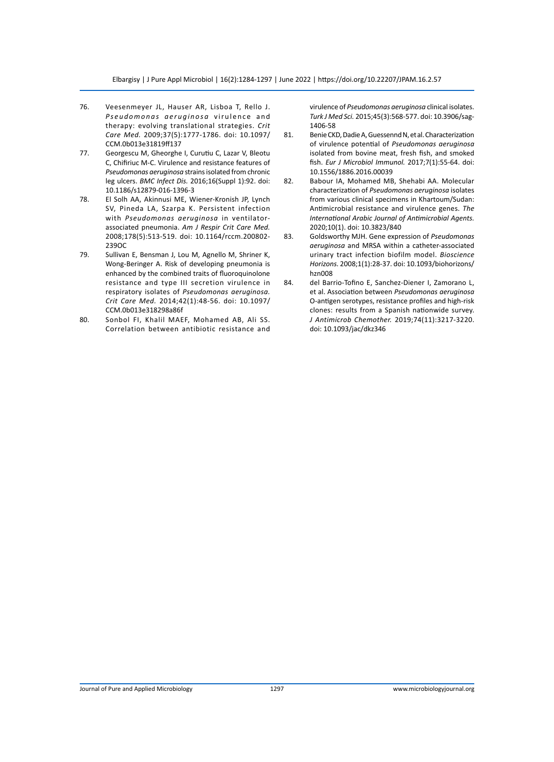76. Veesenmeyer JL, Hauser AR, Lisboa T, Rello J. *Pseudomonas aeruginosa* virulence and therapy: evolving translational strategies. *Crit Care Med.* 2009;37(5):1777-1786. doi: 10.1097/CCM.0b013e31819ff137
77. Georgescu M, Gheorghe I, Curutiu C, Lazar V, Bleotu C, Chifiriuc M-C. Virulence and resistance features of *Pseudomonas aeruginosa* strains isolated from chronic leg ulcers. *BMC Infect Dis.* 2016;16(Suppl 1):92. doi: 10.1186/s12879-016-1396-3
78. El Solh AA, Akinnusi ME, Wiener-Kronish JP, Lynch SV, Pineda LA, Szarpa K. Persistent infection with *Pseudomonas aeruginosa* in ventilator-associated pneumonia. *Am J Respir Crit Care Med.* 2008;178(5):513-519. doi: 10.1164/rccm.200802-239OC
79. Sullivan E, Bensman J, Lou M, Agnello M, Shriner K, Wong-Beringer A. Risk of developing pneumonia is enhanced by the combined traits of fluoroquinolone resistance and type III secretion virulence in respiratory isolates of *Pseudomonas aeruginosa*. *Crit Care Med.* 2014;42(1):48-56. doi: 10.1097/CCM.0b013e318298a86f
80. Sonbol FI, Khalil MAEF, Mohamed AB, Ali SS. Correlation between antibiotic resistance and virulence of *Pseudomonas aeruginosa* clinical isolates. *Turk J Med Sci.* 2015;45(3):568-577. doi: 10.3906/sag-1406-58
81. Benie CKD, Dadie A, Guessennd N, et al. Characterization of virulence potential of *Pseudomonas aeruginosa* isolated from bovine meat, fresh fish, and smoked fish. *Eur J Microbiol Immunol.* 2017;7(1):55-64. doi: 10.1556/1886.2016.00039
82. Babour IA, Mohamed MB, Shehabi AA. Molecular characterization of *Pseudomonas aeruginosa* isolates from various clinical specimens in Khartoum/Sudan: Antimicrobial resistance and virulence genes. *The International Arabic Journal of Antimicrobial Agents.* 2020;10(1). doi: 10.3823/840
83. Goldsworthy MJH. Gene expression of *Pseudomonas aeruginosa* and MRSA within a catheter-associated urinary tract infection biofilm model. *Bioscience Horizons.* 2008;1(1):28-37. doi: 10.1093/biohorizons/hzn008
84. del Barrio-Tofino E, Sanchez-Diener I, Zamorano L, et al. Association between *Pseudomonas aeruginosa* O-antigen serotypes, resistance profiles and high-risk clones: results from a Spanish nationwide survey. *J Antimicrob Chemother.* 2019;74(11):3217-3220. doi: 10.1093/jac/dkz346